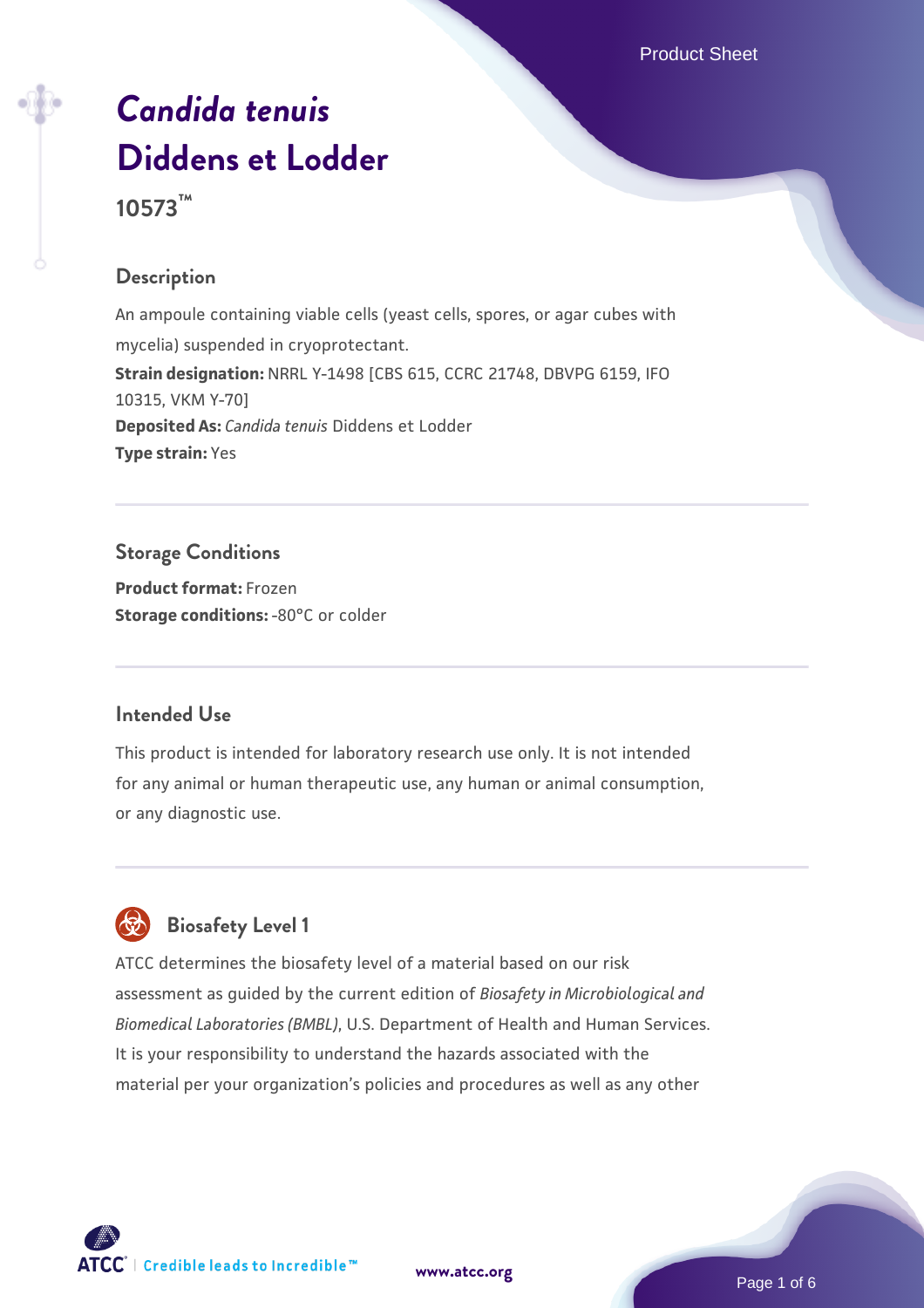# *Candida tenuis* Diddens et Lodder

**10573™**

## Description

An ampoule containing viable cells (yeast cells, spores, or agar cubes with mycelia) suspended in cryoprotectant.

**Strain designation:** NRRL Y-1498 [CBS 615, CCRC 21748, DBVPG 6159, IFO 10315, VKM Y-70]

**Deposited As:** *Candida tenuis* Diddens et Lodder

**Type strain:** Yes

## Storage Conditions

**Product format:** Frozen

**Storage conditions:** -80°C or colder

## Intended Use

This product is intended for laboratory research use only. It is not intended for any animal or human therapeutic use, any human or animal consumption, or any diagnostic use.

## Biosafety Level 1

ATCC determines the biosafety level of a material based on our risk assessment as guided by the current edition of *Biosafety in Microbiological and Biomedical Laboratories (BMBL)*, U.S. Department of Health and Human Services. It is your responsibility to understand the hazards associated with the material per your organization's policies and procedures as well as any other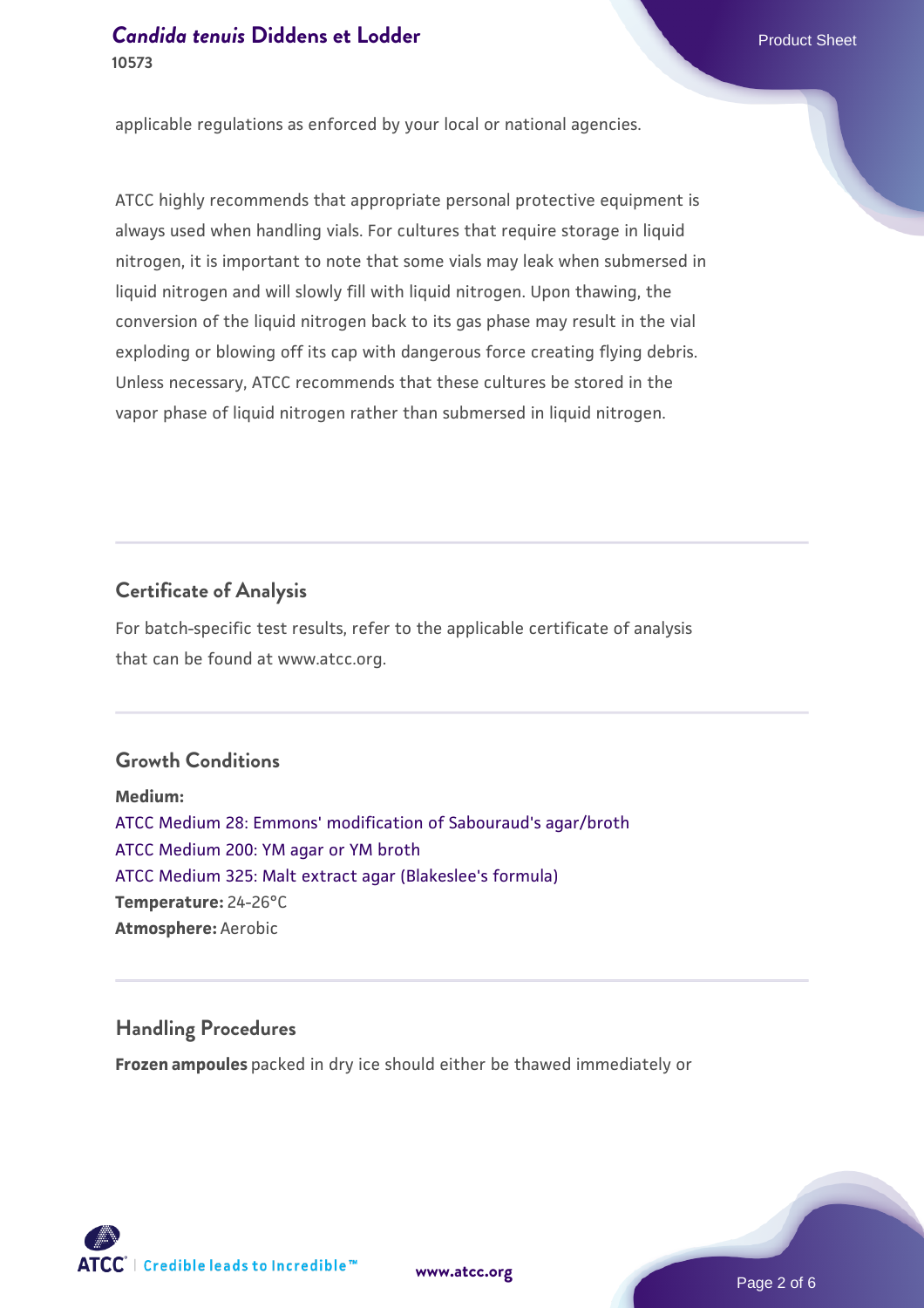applicable regulations as enforced by your local or national agencies.

ATCC highly recommends that appropriate personal protective equipment is always used when handling vials. For cultures that require storage in liquid nitrogen, it is important to note that some vials may leak when submersed in liquid nitrogen and will slowly fill with liquid nitrogen. Upon thawing, the conversion of the liquid nitrogen back to its gas phase may result in the vial exploding or blowing off its cap with dangerous force creating flying debris. Unless necessary, ATCC recommends that these cultures be stored in the vapor phase of liquid nitrogen rather than submersed in liquid nitrogen.

## Certificate of Analysis

For batch-specific test results, refer to the applicable certificate of analysis that can be found at www.atcc.org.

## Growth Conditions

**Medium:**
ATCC Medium 28: Emmons' modification of Sabouraud's agar/broth
ATCC Medium 200: YM agar or YM broth
ATCC Medium 325: Malt extract agar (Blakeslee's formula)
**Temperature:** 24-26°C
**Atmosphere:** Aerobic

## Handling Procedures

**Frozen ampoules** packed in dry ice should either be thawed immediately or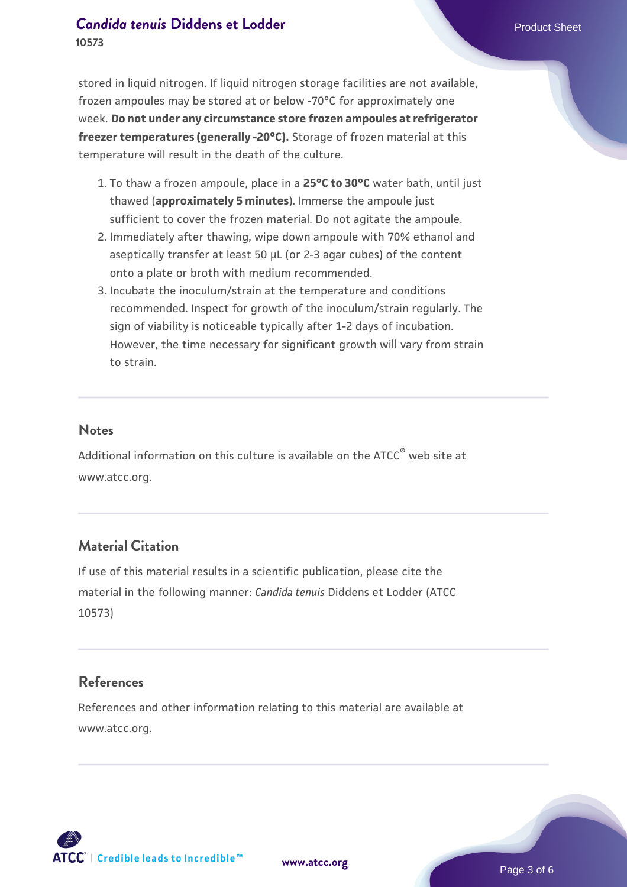stored in liquid nitrogen. If liquid nitrogen storage facilities are not available, frozen ampoules may be stored at or below -70°C for approximately one week. **Do not under any circumstance store frozen ampoules at refrigerator freezer temperatures (generally -20°C).** Storage of frozen material at this temperature will result in the death of the culture.

1. To thaw a frozen ampoule, place in a **25°C to 30°C** water bath, until just thawed (**approximately 5 minutes**). Immerse the ampoule just sufficient to cover the frozen material. Do not agitate the ampoule.
2. Immediately after thawing, wipe down ampoule with 70% ethanol and aseptically transfer at least 50 µL (or 2-3 agar cubes) of the content onto a plate or broth with medium recommended.
3. Incubate the inoculum/strain at the temperature and conditions recommended. Inspect for growth of the inoculum/strain regularly. The sign of viability is noticeable typically after 1-2 days of incubation. However, the time necessary for significant growth will vary from strain to strain.

## Notes

Additional information on this culture is available on the ATCC® web site at www.atcc.org.

## Material Citation

If use of this material results in a scientific publication, please cite the material in the following manner: *Candida tenuis* Diddens et Lodder (ATCC 10573)

## References

References and other information relating to this material are available at www.atcc.org.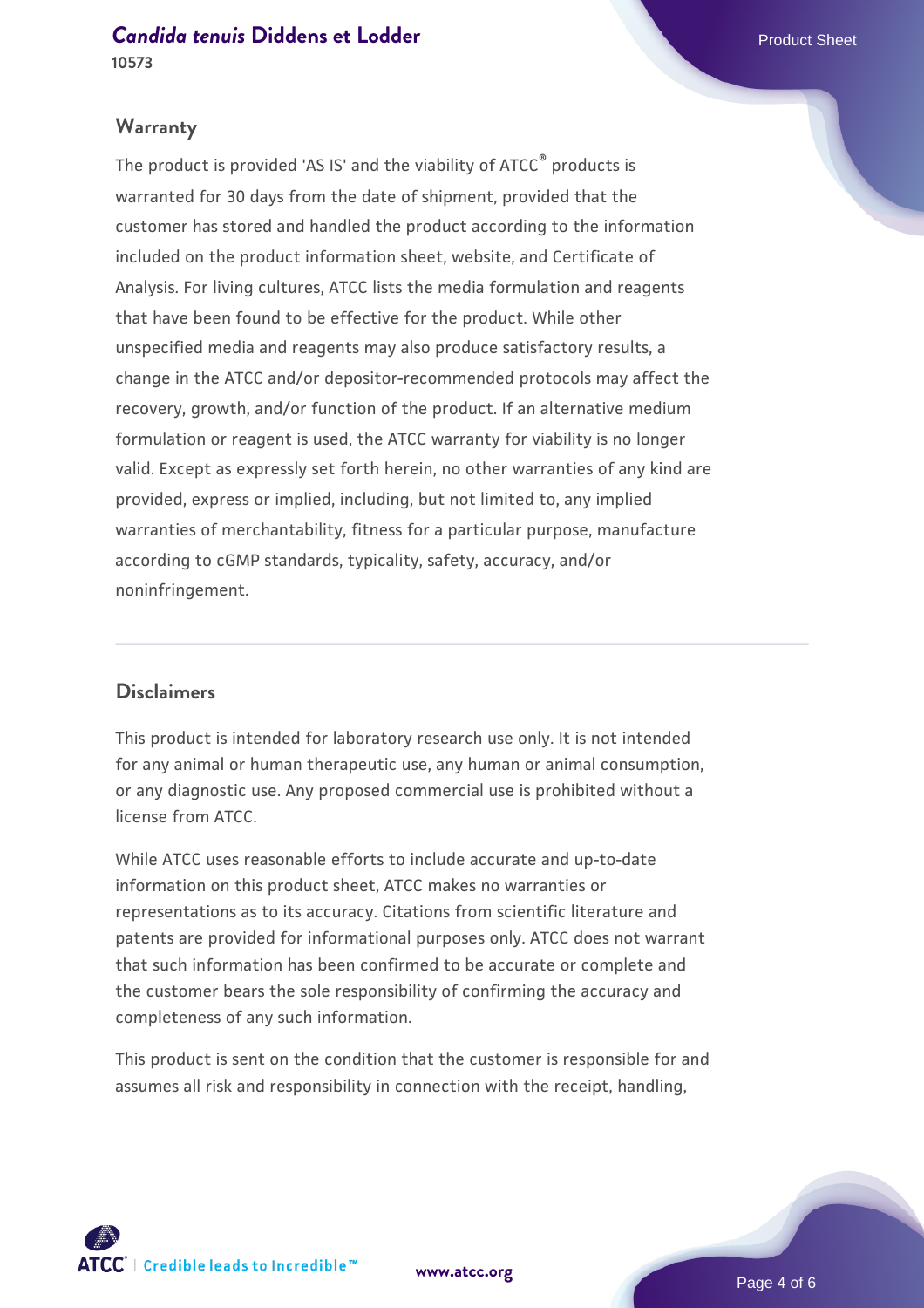## Warranty

The product is provided 'AS IS' and the viability of ATCC® products is warranted for 30 days from the date of shipment, provided that the customer has stored and handled the product according to the information included on the product information sheet, website, and Certificate of Analysis. For living cultures, ATCC lists the media formulation and reagents that have been found to be effective for the product. While other unspecified media and reagents may also produce satisfactory results, a change in the ATCC and/or depositor-recommended protocols may affect the recovery, growth, and/or function of the product. If an alternative medium formulation or reagent is used, the ATCC warranty for viability is no longer valid. Except as expressly set forth herein, no other warranties of any kind are provided, express or implied, including, but not limited to, any implied warranties of merchantability, fitness for a particular purpose, manufacture according to cGMP standards, typicality, safety, accuracy, and/or noninfringement.

## Disclaimers

This product is intended for laboratory research use only. It is not intended for any animal or human therapeutic use, any human or animal consumption, or any diagnostic use. Any proposed commercial use is prohibited without a license from ATCC.

While ATCC uses reasonable efforts to include accurate and up-to-date information on this product sheet, ATCC makes no warranties or representations as to its accuracy. Citations from scientific literature and patents are provided for informational purposes only. ATCC does not warrant that such information has been confirmed to be accurate or complete and the customer bears the sole responsibility of confirming the accuracy and completeness of any such information.

This product is sent on the condition that the customer is responsible for and assumes all risk and responsibility in connection with the receipt, handling,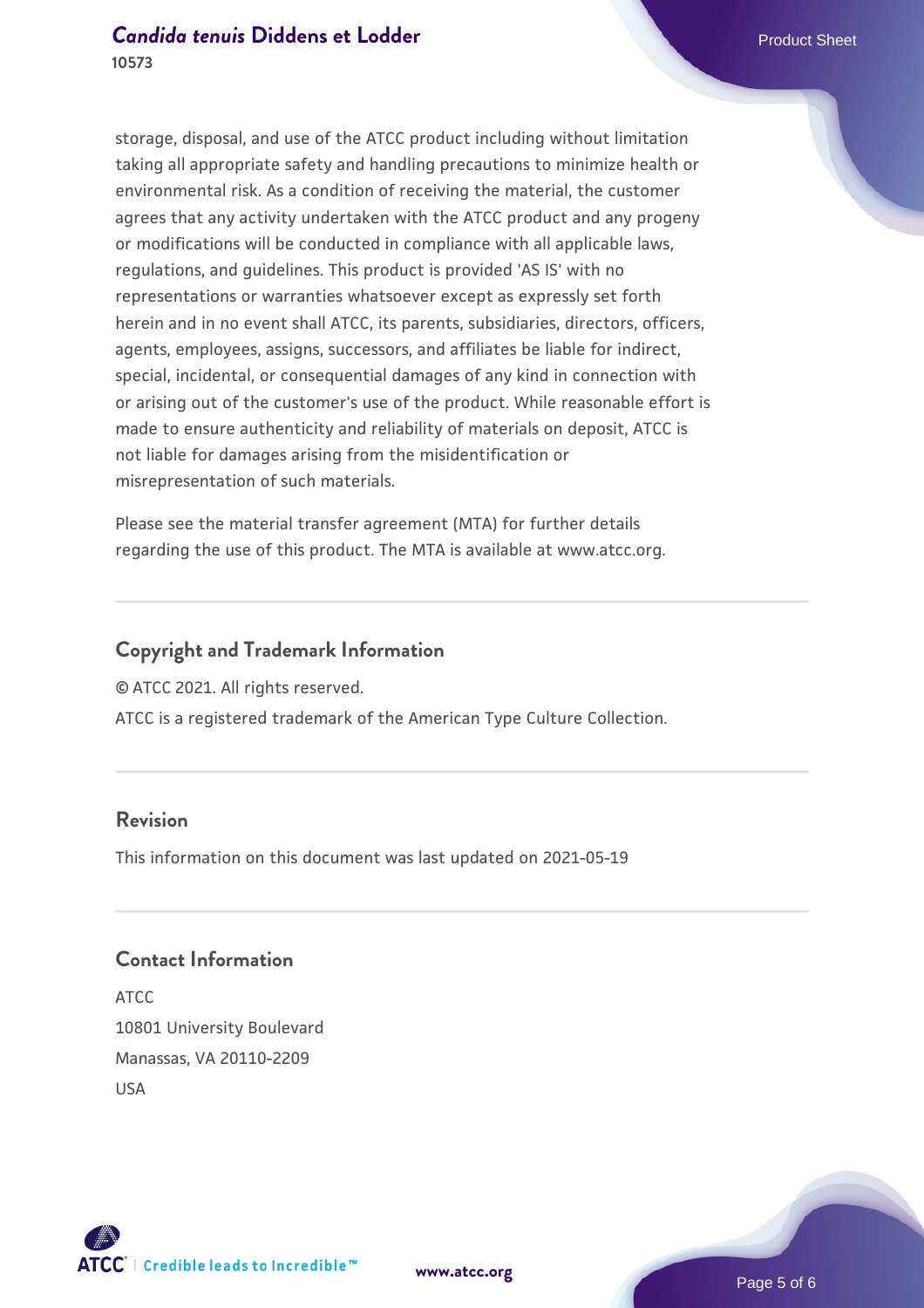storage, disposal, and use of the ATCC product including without limitation taking all appropriate safety and handling precautions to minimize health or environmental risk. As a condition of receiving the material, the customer agrees that any activity undertaken with the ATCC product and any progeny or modifications will be conducted in compliance with all applicable laws, regulations, and guidelines. This product is provided 'AS IS' with no representations or warranties whatsoever except as expressly set forth herein and in no event shall ATCC, its parents, subsidiaries, directors, officers, agents, employees, assigns, successors, and affiliates be liable for indirect, special, incidental, or consequential damages of any kind in connection with or arising out of the customer's use of the product. While reasonable effort is made to ensure authenticity and reliability of materials on deposit, ATCC is not liable for damages arising from the misidentification or misrepresentation of such materials.

Please see the material transfer agreement (MTA) for further details regarding the use of this product. The MTA is available at www.atcc.org.

## Copyright and Trademark Information

© ATCC 2021. All rights reserved.

ATCC is a registered trademark of the American Type Culture Collection.

## Revision

This information on this document was last updated on 2021-05-19

## Contact Information

ATCC
10801 University Boulevard
Manassas, VA 20110-2209
USA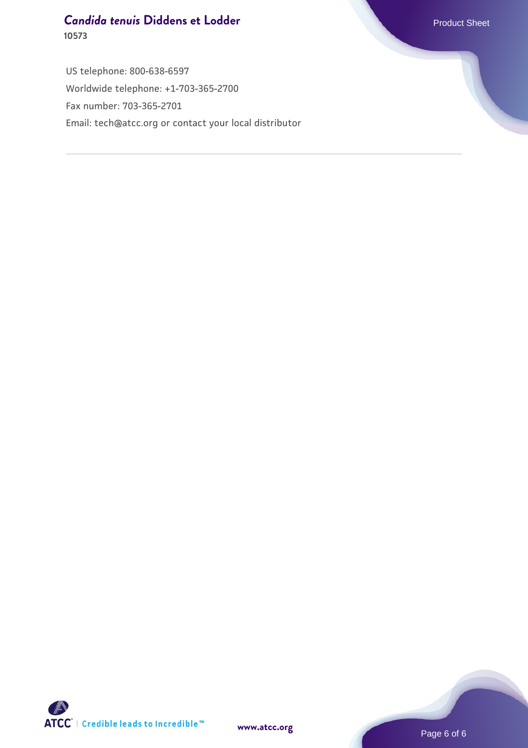US telephone: 800-638-6597

Worldwide telephone: +1-703-365-2700

Fax number: 703-365-2701

Email: tech@atcc.org or contact your local distributor